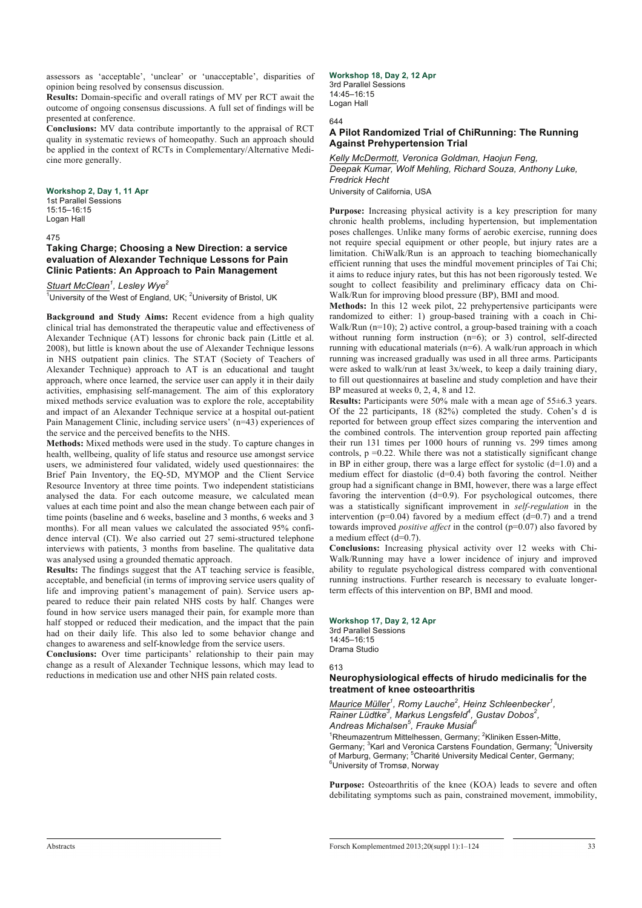assessors as 'acceptable', 'unclear' or 'unacceptable', disparities of opinion being resolved by consensus discussion.

**Results:** Domain-specific and overall ratings of MV per RCT await the outcome of ongoing consensus discussions. A full set of findings will be presented at conference.

**Conclusions:** MV data contribute importantly to the appraisal of RCT quality in systematic reviews of homeopathy. Such an approach should be applied in the context of RCTs in Complementary/Alternative Medicine more generally.

**Workshop 2, Day 1, 11 Apr**
1st Parallel Sessions
15:15–16:15
Logan Hall

475

### Taking Charge; Choosing a New Direction: a service evaluation of Alexander Technique Lessons for Pain Clinic Patients: An Approach to Pain Management

*Stuart McClean[1], Lesley Wye[2]*

[1]University of the West of England, UK; [2]University of Bristol, UK

**Background and Study Aims:** Recent evidence from a high quality clinical trial has demonstrated the therapeutic value and effectiveness of Alexander Technique (AT) lessons for chronic back pain (Little et al. 2008), but little is known about the use of Alexander Technique lessons in NHS outpatient pain clinics. The STAT (Society of Teachers of Alexander Technique) approach to AT is an educational and taught approach, where once learned, the service user can apply it in their daily activities, emphasising self-management. The aim of this exploratory mixed methods service evaluation was to explore the role, acceptability and impact of an Alexander Technique service at a hospital out-patient Pain Management Clinic, including service users' (n=43) experiences of the service and the perceived benefits to the NHS.

**Methods:** Mixed methods were used in the study. To capture changes in health, wellbeing, quality of life status and resource use amongst service users, we administered four validated, widely used questionnaires: the Brief Pain Inventory, the EQ-5D, MYMOP and the Client Service Resource Inventory at three time points. Two independent statisticians analysed the data. For each outcome measure, we calculated mean values at each time point and also the mean change between each pair of time points (baseline and 6 weeks, baseline and 3 months, 6 weeks and 3 months). For all mean values we calculated the associated 95% confidence interval (CI). We also carried out 27 semi-structured telephone interviews with patients, 3 months from baseline. The qualitative data was analysed using a grounded thematic approach.

**Results:** The findings suggest that the AT teaching service is feasible, acceptable, and beneficial (in terms of improving service users quality of life and improving patient's management of pain). Service users appeared to reduce their pain related NHS costs by half. Changes were found in how service users managed their pain, for example more than half stopped or reduced their medication, and the impact that the pain had on their daily life. This also led to some behavior change and changes to awareness and self-knowledge from the service users.

**Conclusions:** Over time participants' relationship to their pain may change as a result of Alexander Technique lessons, which may lead to reductions in medication use and other NHS pain related costs.

**Workshop 18, Day 2, 12 Apr**
3rd Parallel Sessions
14:45–16:15
Logan Hall

644

### A Pilot Randomized Trial of ChiRunning: The Running Against Prehypertension Trial

*Kelly McDermott, Veronica Goldman, Haojun Feng, Deepak Kumar, Wolf Mehling, Richard Souza, Anthony Luke, Fredrick Hecht*

University of California, USA

**Purpose:** Increasing physical activity is a key prescription for many chronic health problems, including hypertension, but implementation poses challenges. Unlike many forms of aerobic exercise, running does not require special equipment or other people, but injury rates are a limitation. ChiWalk/Run is an approach to teaching biomechanically efficient running that uses the mindful movement principles of Tai Chi; it aims to reduce injury rates, but this has not been rigorously tested. We sought to collect feasibility and preliminary efficacy data on Chi-Walk/Run for improving blood pressure (BP), BMI and mood.

**Methods:** In this 12 week pilot, 22 prehypertensive participants were randomized to either: 1) group-based training with a coach in Chi-Walk/Run (n=10); 2) active control, a group-based training with a coach without running form instruction (n=6); or 3) control, self-directed running with educational materials (n=6). A walk/run approach in which running was increased gradually was used in all three arms. Participants were asked to walk/run at least 3x/week, to keep a daily training diary, to fill out questionnaires at baseline and study completion and have their BP measured at weeks 0, 2, 4, 8 and 12.

**Results:** Participants were 50% male with a mean age of 55±6.3 years. Of the 22 participants, 18 (82%) completed the study. Cohen's d is reported for between group effect sizes comparing the intervention and the combined controls. The intervention group reported pain affecting their run 131 times per 1000 hours of running vs. 299 times among controls, p =0.22. While there was not a statistically significant change in BP in either group, there was a large effect for systolic (d=1.0) and a medium effect for diastolic (d=0.4) both favoring the control. Neither group had a significant change in BMI, however, there was a large effect favoring the intervention (d=0.9). For psychological outcomes, there was a statistically significant improvement in *self-regulation* in the intervention (p=0.04) favored by a medium effect (d=0.7) and a trend towards improved *positive affect* in the control (p=0.07) also favored by a medium effect (d=0.7).

**Conclusions:** Increasing physical activity over 12 weeks with Chi-Walk/Running may have a lower incidence of injury and improved ability to regulate psychological distress compared with conventional running instructions. Further research is necessary to evaluate longer-term effects of this intervention on BP, BMI and mood.

**Workshop 17, Day 2, 12 Apr**
3rd Parallel Sessions
14:45–16:15
Drama Studio

613

### Neurophysiological effects of hirudo medicinalis for the treatment of knee osteoarthritis

*Maurice Müller[1], Romy Lauche[2], Heinz Schleenbecker[1], Rainer Lüdtke[3], Markus Lengsfeld[4], Gustav Dobos[2], Andreas Michalsen[5], Frauke Musial[6]*

[1]Rheumazentrum Mittelhessen, Germany; [2]Kliniken Essen-Mitte, Germany; [3]Karl and Veronica Carstens Foundation, Germany; [4]University of Marburg, Germany; [5]Charité University Medical Center, Germany; [6]University of Tromsø, Norway

**Purpose:** Osteoarthritis of the knee (KOA) leads to severe and often debilitating symptoms such as pain, constrained movement, immobility,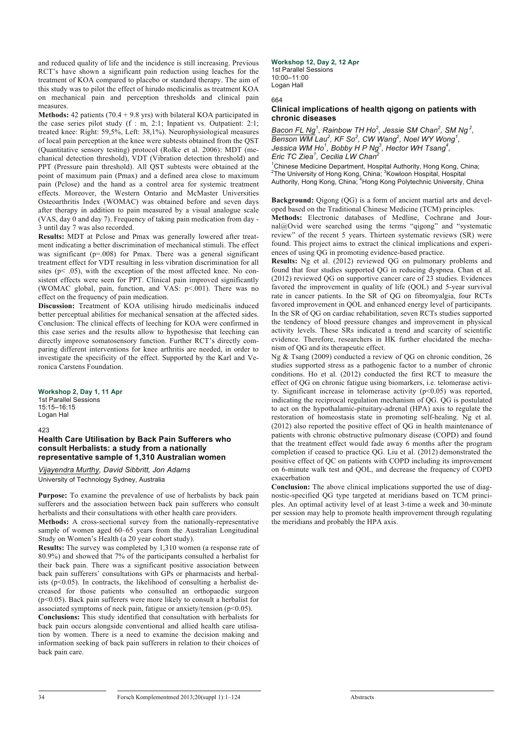and reduced quality of life and the incidence is still increasing. Previous RCT's have shown a significant pain reduction using leaches for the treatment of KOA compared to placebo or standard therapy. The aim of this study was to pilot the effect of hirudo medicinalis as treatment KOA on mechanical pain and perception thresholds and clinical pain measures.

**Methods:** 42 patients (70.4 + 9.8 yrs) with bilateral KOA participated in the case series pilot study (f : m, 2:1; Inpatient vs. Outpatient: 2:1; treated knee: Right: 59,5%, Left: 38,1%). Neurophysiological measures of local pain perception at the knee were subtests obtained from the QST (Quantitative sensory testing) protocol (Rolke et al. 2006): MDT (mechanical detection threshold), VDT (Vibration detection threshold) and PPT (Pressure pain threshold). All QST subtests were obtained at the point of maximum pain (Pmax) and a defined area close to maximum pain (Pclose) and the hand as a control area for systemic treatment effects. Moreover, the Western Ontario and McMaster Universities Osteoarthritis Index (WOMAC) was obtained before and seven days after therapy in addition to pain measured by a visual analogue scale (VAS, day 0 and day 7). Frequency of taking pain medication from day -3 until day 7 was also recorded.

**Results:** MDT at Pclose and Pmax was generally lowered after treatment indicating a better discrimination of mechanical stimuli. The effect was significant ($p=.008$) for Pmax. There was a general significant treatment effect for VDT resulting in less vibration discrimination for all sites ($p< .05$), with the exception of the most affected knee. No consistent effects were seen for PPT. Clinical pain improved significantly (WOMAC global, pain, function, and VAS: $p<.001$). There was no effect on the frequency of pain medication.

**Discussion:** Treatment of KOA utilising hirudo medicinalis induced better perceptual abilities for mechanical sensation at the affected sides. Conclusion: The clinical effects of leeching for KOA were confirmed in this case series and the results allow to hypothesise that leeching can directly improve somatosensory function. Further RCT's directly comparing different interventions for knee arthritis are needed, in order to investigate the specificity of the effect. Supported by the Karl and Veronica Carstens Foundation.

**Workshop 2, Day 1, 11 Apr**
1st Parallel Sessions
15:15–16:15
Logan Hal

423

### Health Care Utilisation by Back Pain Sufferers who consult Herbalists: a study from a nationally representative sample of 1,310 Australian women

*Vijayendra Murthy, David Sibbritt, Jon Adams*
University of Technology Sydney, Australia

**Purpose:** To examine the prevalence of use of herbalists by back pain sufferers and the association between back pain sufferers who consult herbalists and their consultations with other health care providers.

**Methods:** A cross-sectional survey from the nationally-representative sample of women aged 60–65 years from the Australian Longitudinal Study on Women's Health (a 20 year cohort study).

**Results:** The survey was completed by 1,310 women (a response rate of 80.9%) and showed that 7% of the participants consulted a herbalist for their back pain. There was a significant positive association between back pain sufferers' consultations with GPs or pharmacists and herbalists ($p<0.05$). In contracts, the likelihood of consulting a herbalist decreased for those patients who consulted an orthopaedic surgeon ($p<0.05$). Back pain sufferers were more likely to consult a herbalist for associated symptoms of neck pain, fatigue or anxiety/tension ($p<0.05$).

**Conclusions:** This study identified that consultation with herbalists for back pain occurs alongside conventional and allied health care utilisation by women. There is a need to examine the decision making and information seeking of back pain sufferers in relation to their choices of back pain care.

**Workshop 12, Day 2, 12 Apr**
1st Parallel Sessions
10:00–11:00
Logan Hall

664

### Clinical implications of health qigong on patients with chronic diseases

*Bacon FL Ng[1], Rainbow TH Ho[2], Jessie SM Chan[2], SM Ng[2], Benson WM Lau[2], KF So[2], CW Wang[2], Noel WY Wong[1], Jessica WM Ho[1], Bobby H P Ng[3], Hector WH Tsang[4], Eric TC Ziea[1], Cecilia LW Chan[2]*

[1]Chinese Medicine Department, Hospital Authority, Hong Kong, China; [2]The University of Hong Kong, China; [3]Kowloon Hospital, Hospital Authority, Hong Kong, China; [4]Hong Kong Polytechnic University, China

**Background:** Qigong (QG) is a form of ancient martial arts and developed based on the Traditional Chinese Medicine (TCM) principles.

**Methods:** Electronic databases of Medline, Cochrane and Journal@Ovid were searched using the terms "qigong" and "systematic review" of the recent 5 years. Thirteen systematic reviews (SR) were found. This project aims to extract the clinical implications and experiences of using QG in promoting evidence-based practice.

**Results:** Ng et al. (2012) reviewed QG on pulmonary problems and found that four studies supported QG in reducing dyspnea. Chan et al. (2012) reviewed QG on supportive cancer care of 23 studies. Evidences favored the improvement in quality of life (QOL) and 5-year survival rate in cancer patients. In the SR of QG on fibromyalgia, four RCTs favored improvement in QOL and enhanced energy level of participants. In the SR of QG on cardiac rehabilitation, seven RCTs studies supported the tendency of blood pressure changes and improvement in physical activity levels. These SRs indicated a trend and scarcity of scientific evidence. Therefore, researchers in HK further elucidated the mechanism of QG and its therapeutic effect.

Ng & Tsang (2009) conducted a review of QG on chronic condition, 26 studies supported stress as a pathogenic factor to a number of chronic conditions. Ho et al. (2012) conducted the first RCT to measure the effect of QG on chronic fatigue using biomarkers, i.e. telomerase activity. Significant increase in telomerase activity ($p<0.05$) was reported, indicating the reciprocal regulation mechanism of QG. QG is postulated to act on the hypothalamic-pituitary-adrenal (HPA) axis to regulate the restoration of homeostasis state in promoting self-healing. Ng et al. (2012) also reported the positive effect of QG in health maintenance of patients with chronic obstructive pulmonary disease (COPD) and found that the treatment effect would fade away 6 months after the program completion if ceased to practice QG. Liu et al. (2012) demonstrated the positive effect of QC on patients with COPD including its improvement on 6-minute walk test and QOL, and decrease the frequency of COPD exacerbation

**Conclusion:** The above clinical implications supported the use of diagnostic-specified QG type targeted at meridians based on TCM principles. An optimal activity level of at least 3-time a week and 30-minute per session may help to promote health improvement through regulating the meridians and probably the HPA axis.